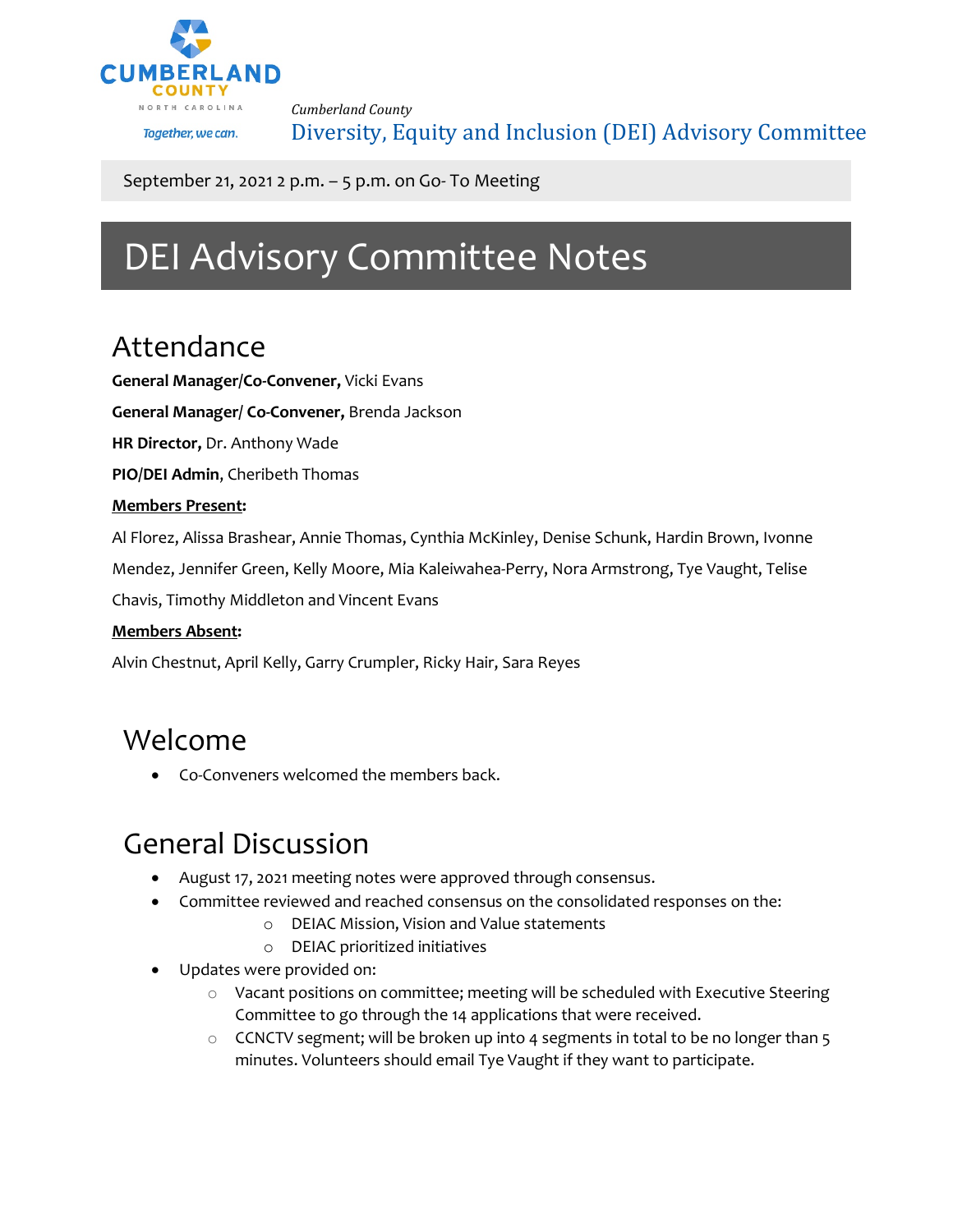Cumberland County

NORTH CAROLINA

Together, we can.

*Cumberland County*

Diversity, Equity and Inclusion (DEI) Advisory Committee

September 21, 2021 2 p.m. – 5 p.m. on Go- To Meeting

# DEI Advisory Committee Notes

## Attendance

**General Manager/Co-Convener,** Vicki Evans

**General Manager/ Co-Convener,** Brenda Jackson

**HR Director,** Dr. Anthony Wade

**PIO/DEI Admin**, Cheribeth Thomas

**Members Present:**

Al Florez, Alissa Brashear, Annie Thomas, Cynthia McKinley, Denise Schunk, Hardin Brown, Ivonne Mendez, Jennifer Green, Kelly Moore, Mia Kaleiwahea-Perry, Nora Armstrong, Tye Vaught, Telise Chavis, Timothy Middleton and Vincent Evans

**Members Absent:**

Alvin Chestnut, April Kelly, Garry Crumpler, Ricky Hair, Sara Reyes

## Welcome

- Co-Conveners welcomed the members back.

## General Discussion

- August 17, 2021 meeting notes were approved through consensus.
- Committee reviewed and reached consensus on the consolidated responses on the:
  - DEIAC Mission, Vision and Value statements
  - DEIAC prioritized initiatives
- Updates were provided on:
  - Vacant positions on committee; meeting will be scheduled with Executive Steering Committee to go through the 14 applications that were received.
  - CCNCTV segment; will be broken up into 4 segments in total to be no longer than 5 minutes. Volunteers should email Tye Vaught if they want to participate.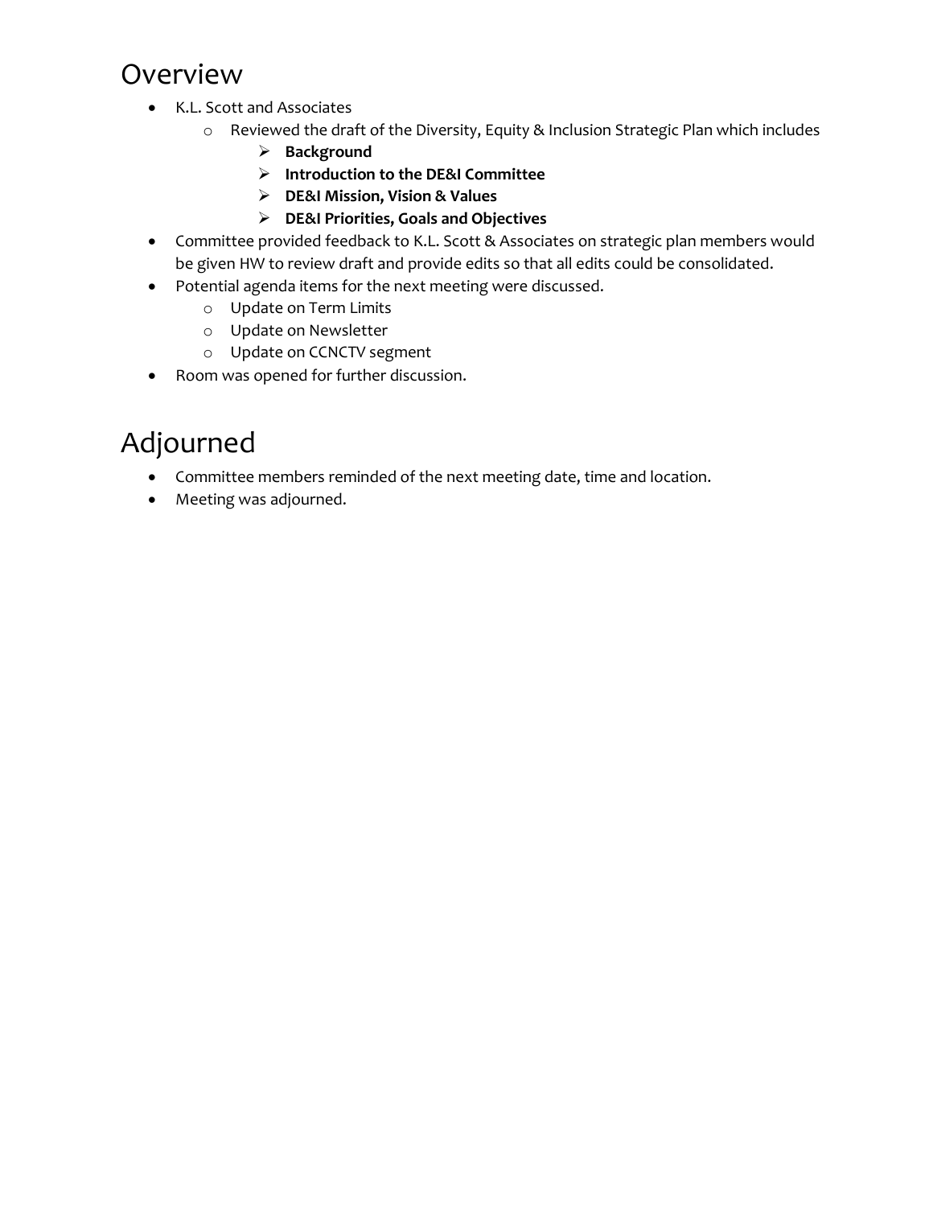# Overview

- K.L. Scott and Associates
  - Reviewed the draft of the Diversity, Equity & Inclusion Strategic Plan which includes
    - **Background**
    - **Introduction to the DE&I Committee**
    - **DE&I Mission, Vision & Values**
    - **DE&I Priorities, Goals and Objectives**
- Committee provided feedback to K.L. Scott & Associates on strategic plan members would be given HW to review draft and provide edits so that all edits could be consolidated.
- Potential agenda items for the next meeting were discussed.
  - Update on Term Limits
  - Update on Newsletter
  - Update on CCNCTV segment
- Room was opened for further discussion.

# Adjourned

- Committee members reminded of the next meeting date, time and location.
- Meeting was adjourned.